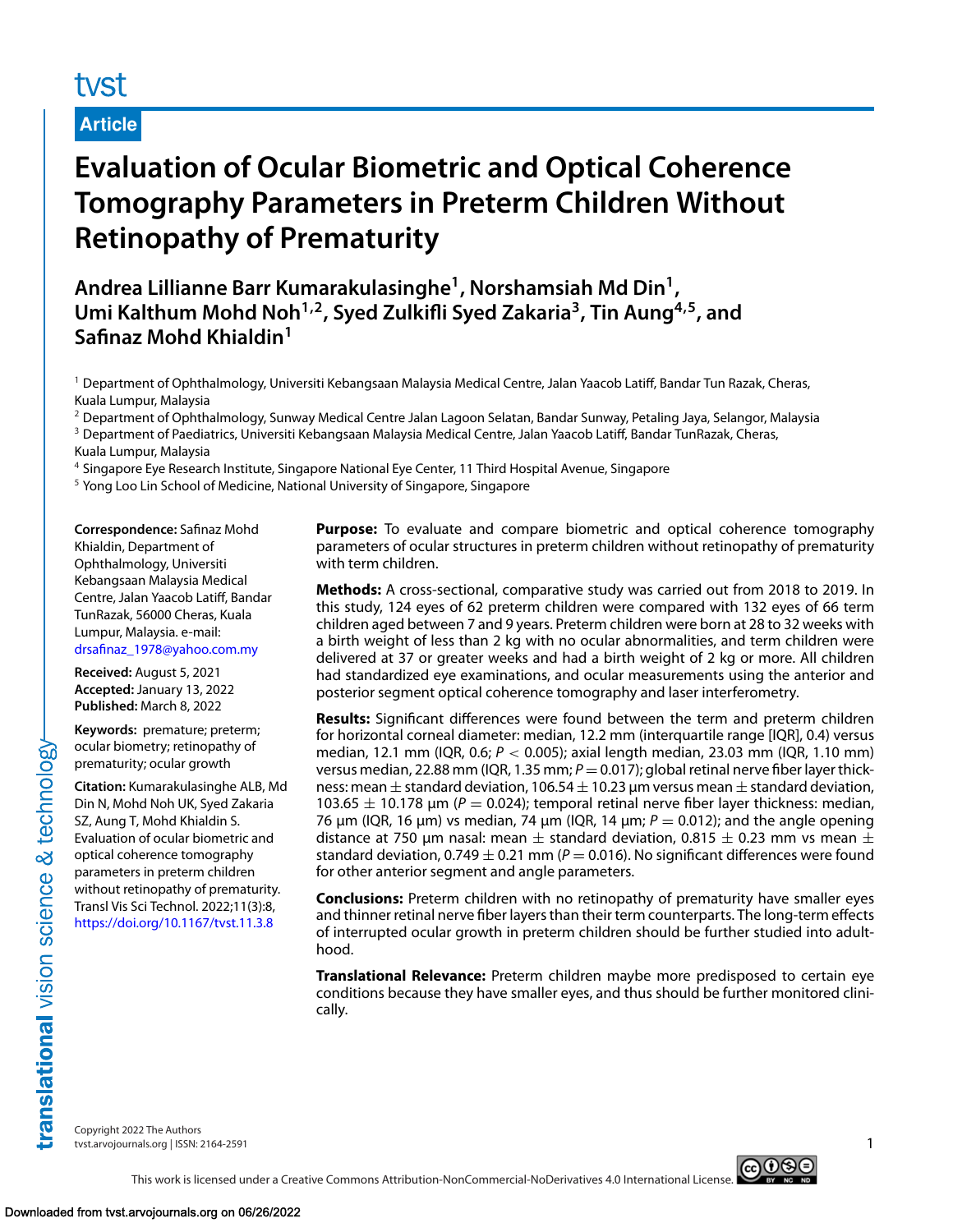Article

# Evaluation of Ocular Biometric and Optical Coherence Tomography Parameters in Preterm Children Without Retinopathy of Prematurity

**Andrea Lillianne Barr Kumarakulasinghe[1], Norshamsiah Md Din[1], Umi Kalthum Mohd Noh[1,2], Syed Zulkifli Syed Zakaria[3], Tin Aung[4,5], and Safinaz Mohd Khialdin[1]**

[1] Department of Ophthalmology, Universiti Kebangsaan Malaysia Medical Centre, Jalan Yaacob Latiff, Bandar Tun Razak, Cheras, Kuala Lumpur, Malaysia
[2] Department of Ophthalmology, Sunway Medical Centre Jalan Lagoon Selatan, Bandar Sunway, Petaling Jaya, Selangor, Malaysia
[3] Department of Paediatrics, Universiti Kebangsaan Malaysia Medical Centre, Jalan Yaacob Latiff, Bandar TunRazak, Cheras, Kuala Lumpur, Malaysia
[4] Singapore Eye Research Institute, Singapore National Eye Center, 11 Third Hospital Avenue, Singapore
[5] Yong Loo Lin School of Medicine, National University of Singapore, Singapore

**Correspondence:** Safinaz Mohd Khialdin, Department of Ophthalmology, Universiti Kebangsaan Malaysia Medical Centre, Jalan Yaacob Latiff, Bandar TunRazak, 56000 Cheras, Kuala Lumpur, Malaysia. e-mail: drsafinaz_1978@yahoo.com.my

**Received:** August 5, 2021
**Accepted:** January 13, 2022
**Published:** March 8, 2022

**Keywords:** premature; preterm; ocular biometry; retinopathy of prematurity; ocular growth

**Citation:** Kumarakulasinghe ALB, Md Din N, Mohd Noh UK, Syed Zakaria SZ, Aung T, Mohd Khialdin S. Evaluation of ocular biometric and optical coherence tomography parameters in preterm children without retinopathy of prematurity. Transl Vis Sci Technol. 2022;11(3):8, https://doi.org/10.1167/tvst.11.3.8

**Purpose:** To evaluate and compare biometric and optical coherence tomography parameters of ocular structures in preterm children without retinopathy of prematurity with term children.

**Methods:** A cross-sectional, comparative study was carried out from 2018 to 2019. In this study, 124 eyes of 62 preterm children were compared with 132 eyes of 66 term children aged between 7 and 9 years. Preterm children were born at 28 to 32 weeks with a birth weight of less than 2 kg with no ocular abnormalities, and term children were delivered at 37 or greater weeks and had a birth weight of 2 kg or more. All children had standardized eye examinations, and ocular measurements using the anterior and posterior segment optical coherence tomography and laser interferometry.

**Results:** Significant differences were found between the term and preterm children for horizontal corneal diameter: median, 12.2 mm (interquartile range [IQR], 0.4) versus median, 12.1 mm (IQR, 0.6; $P < 0.005$); axial length median, 23.03 mm (IQR, 1.10 mm) versus median, 22.88 mm (IQR, 1.35 mm; $P = 0.017$); global retinal nerve fiber layer thickness: mean $\pm$ standard deviation, 106.54 $\pm$ 10.23 µm versus mean $\pm$ standard deviation, 103.65 $\pm$ 10.178 µm ($P = 0.024$); temporal retinal nerve fiber layer thickness: median, 76 µm (IQR, 16 µm) vs median, 74 µm (IQR, 14 µm; $P = 0.012$); and the angle opening distance at 750 µm nasal: mean $\pm$ standard deviation, 0.815 $\pm$ 0.23 mm vs mean $\pm$ standard deviation, 0.749 $\pm$ 0.21 mm ($P = 0.016$). No significant differences were found for other anterior segment and angle parameters.

**Conclusions:** Preterm children with no retinopathy of prematurity have smaller eyes and thinner retinal nerve fiber layers than their term counterparts. The long-term effects of interrupted ocular growth in preterm children should be further studied into adulthood.

**Translational Relevance:** Preterm children maybe more predisposed to certain eye conditions because they have smaller eyes, and thus should be further monitored clinically.

Copyright 2022 The Authors
tvst.arvojournals.org | ISSN: 2164-2591

This work is licensed under a Creative Commons Attribution-NonCommercial-NoDerivatives 4.0 International License.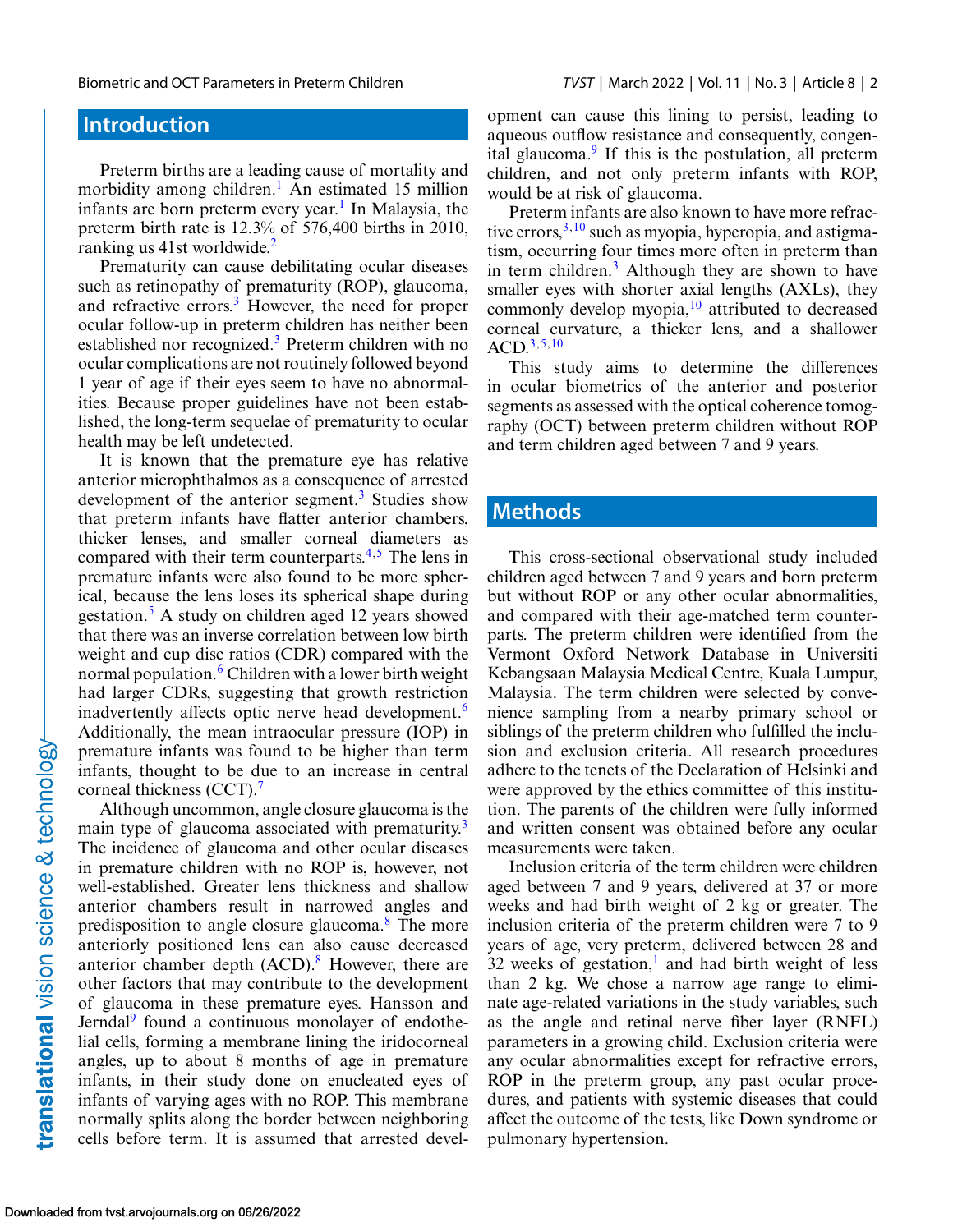## Introduction

Preterm births are a leading cause of mortality and morbidity among children.[1] An estimated 15 million infants are born preterm every year.[1] In Malaysia, the preterm birth rate is 12.3% of 576,400 births in 2010, ranking us 41st worldwide.[2]

Prematurity can cause debilitating ocular diseases such as retinopathy of prematurity (ROP), glaucoma, and refractive errors.[3] However, the need for proper ocular follow-up in preterm children has neither been established nor recognized.[3] Preterm children with no ocular complications are not routinely followed beyond 1 year of age if their eyes seem to have no abnormalities. Because proper guidelines have not been established, the long-term sequelae of prematurity to ocular health may be left undetected.

It is known that the premature eye has relative anterior microphthalmos as a consequence of arrested development of the anterior segment.[3] Studies show that preterm infants have flatter anterior chambers, thicker lenses, and smaller corneal diameters as compared with their term counterparts.[4,5] The lens in premature infants were also found to be more spherical, because the lens loses its spherical shape during gestation.[5] A study on children aged 12 years showed that there was an inverse correlation between low birth weight and cup disc ratios (CDR) compared with the normal population.[6] Children with a lower birth weight had larger CDRs, suggesting that growth restriction inadvertently affects optic nerve head development.[6] Additionally, the mean intraocular pressure (IOP) in premature infants was found to be higher than term infants, thought to be due to an increase in central corneal thickness (CCT).[7]

Although uncommon, angle closure glaucoma is the main type of glaucoma associated with prematurity.[3] The incidence of glaucoma and other ocular diseases in premature children with no ROP is, however, not well-established. Greater lens thickness and shallow anterior chambers result in narrowed angles and predisposition to angle closure glaucoma.[8] The more anteriorly positioned lens can also cause decreased anterior chamber depth (ACD).[8] However, there are other factors that may contribute to the development of glaucoma in these premature eyes. Hansson and Jerndal[9] found a continuous monolayer of endothelial cells, forming a membrane lining the iridocorneal angles, up to about 8 months of age in premature infants, in their study done on enucleated eyes of infants of varying ages with no ROP. This membrane normally splits along the border between neighboring cells before term. It is assumed that arrested development can cause this lining to persist, leading to aqueous outflow resistance and consequently, congenital glaucoma.[9] If this is the postulation, all preterm children, and not only preterm infants with ROP, would be at risk of glaucoma.

Preterm infants are also known to have more refractive errors,[3,10] such as myopia, hyperopia, and astigmatism, occurring four times more often in preterm than in term children.[3] Although they are shown to have smaller eyes with shorter axial lengths (AXLs), they commonly develop myopia,[10] attributed to decreased corneal curvature, a thicker lens, and a shallower ACD.[3,5,10]

This study aims to determine the differences in ocular biometrics of the anterior and posterior segments as assessed with the optical coherence tomography (OCT) between preterm children without ROP and term children aged between 7 and 9 years.

## Methods

This cross-sectional observational study included children aged between 7 and 9 years and born preterm but without ROP or any other ocular abnormalities, and compared with their age-matched term counterparts. The preterm children were identified from the Vermont Oxford Network Database in Universiti Kebangsaan Malaysia Medical Centre, Kuala Lumpur, Malaysia. The term children were selected by convenience sampling from a nearby primary school or siblings of the preterm children who fulfilled the inclusion and exclusion criteria. All research procedures adhere to the tenets of the Declaration of Helsinki and were approved by the ethics committee of this institution. The parents of the children were fully informed and written consent was obtained before any ocular measurements were taken.

Inclusion criteria of the term children were children aged between 7 and 9 years, delivered at 37 or more weeks and had birth weight of 2 kg or greater. The inclusion criteria of the preterm children were 7 to 9 years of age, very preterm, delivered between 28 and 32 weeks of gestation,[1] and had birth weight of less than 2 kg. We chose a narrow age range to eliminate age-related variations in the study variables, such as the angle and retinal nerve fiber layer (RNFL) parameters in a growing child. Exclusion criteria were any ocular abnormalities except for refractive errors, ROP in the preterm group, any past ocular procedures, and patients with systemic diseases that could affect the outcome of the tests, like Down syndrome or pulmonary hypertension.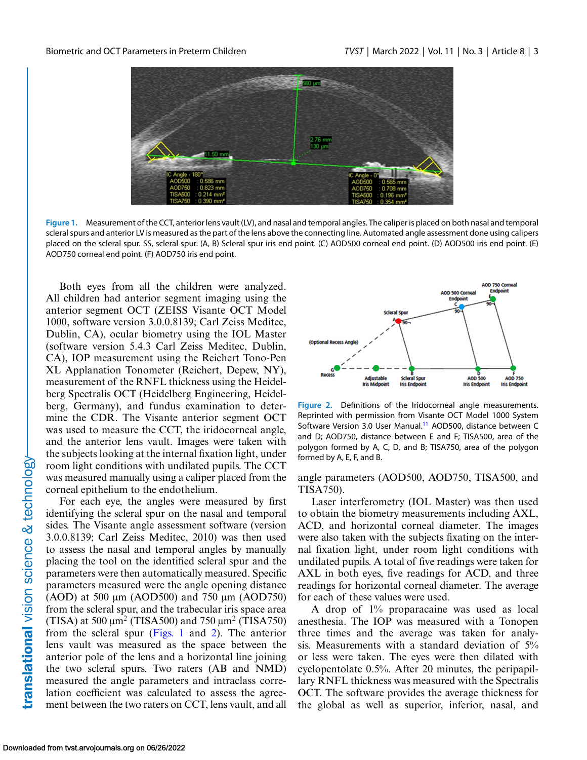Figure 1. Measurement of the CCT, anterior lens vault (LV), and nasal and temporal angles. The caliper is placed on both nasal and temporal scleral spurs and anterior LV is measured as the part of the lens above the connecting line. Automated angle assessment done using calipers placed on the scleral spur. SS, scleral spur. (A, B) Scleral spur iris end point. (C) AOD500 corneal end point. (D) AOD500 iris end point. (E) AOD750 corneal end point. (F) AOD750 iris end point.

Both eyes from all the children were analyzed. All children had anterior segment imaging using the anterior segment OCT (ZEISS Visante OCT Model 1000, software version 3.0.0.8139; Carl Zeiss Meditec, Dublin, CA), ocular biometry using the IOL Master (software version 5.4.3 Carl Zeiss Meditec, Dublin, CA), IOP measurement using the Reichert Tono-Pen XL Applanation Tonometer (Reichert, Depew, NY), measurement of the RNFL thickness using the Heidelberg Spectralis OCT (Heidelberg Engineering, Heidelberg, Germany), and fundus examination to determine the CDR. The Visante anterior segment OCT was used to measure the CCT, the iridocorneal angle, and the anterior lens vault. Images were taken with the subjects looking at the internal fixation light, under room light conditions with undilated pupils. The CCT was measured manually using a caliper placed from the corneal epithelium to the endothelium.

For each eye, the angles were measured by first identifying the scleral spur on the nasal and temporal sides. The Visante angle assessment software (version 3.0.0.8139; Carl Zeiss Meditec, 2010) was then used to assess the nasal and temporal angles by manually placing the tool on the identified scleral spur and the parameters were then automatically measured. Specific parameters measured were the angle opening distance (AOD) at 500 µm (AOD500) and 750 µm (AOD750) from the scleral spur, and the trabecular iris space area (TISA) at 500 µm$^2$ (TISA500) and 750 µm$^2$ (TISA750) from the scleral spur (Figs. 1 and 2). The anterior lens vault was measured as the space between the anterior pole of the lens and a horizontal line joining the two scleral spurs. Two raters (AB and NMD) measured the angle parameters and intraclass correlation coefficient was calculated to assess the agreement between the two raters on CCT, lens vault, and all angle parameters (AOD500, AOD750, TISA500, and TISA750).

Figure 2. Definitions of the Iridocorneal angle measurements. Reprinted with permission from Visante OCT Model 1000 System Software Version 3.0 User Manual.[11] AOD500, distance between C and D; AOD750, distance between E and F; TISA500, area of the polygon formed by A, C, D, and B; TISA750, area of the polygon formed by A, E, F, and B.

Laser interferometry (IOL Master) was then used to obtain the biometry measurements including AXL, ACD, and horizontal corneal diameter. The images were also taken with the subjects fixating on the internal fixation light, under room light conditions with undilated pupils. A total of five readings were taken for AXL in both eyes, five readings for ACD, and three readings for horizontal corneal diameter. The average for each of these values were used.

A drop of 1% proparacaine was used as local anesthesia. The IOP was measured with a Tonopen three times and the average was taken for analysis. Measurements with a standard deviation of 5% or less were taken. The eyes were then dilated with cyclopentolate 0.5%. After 20 minutes, the peripapillary RNFL thickness was measured with the Spectralis OCT. The software provides the average thickness for the global as well as superior, inferior, nasal, and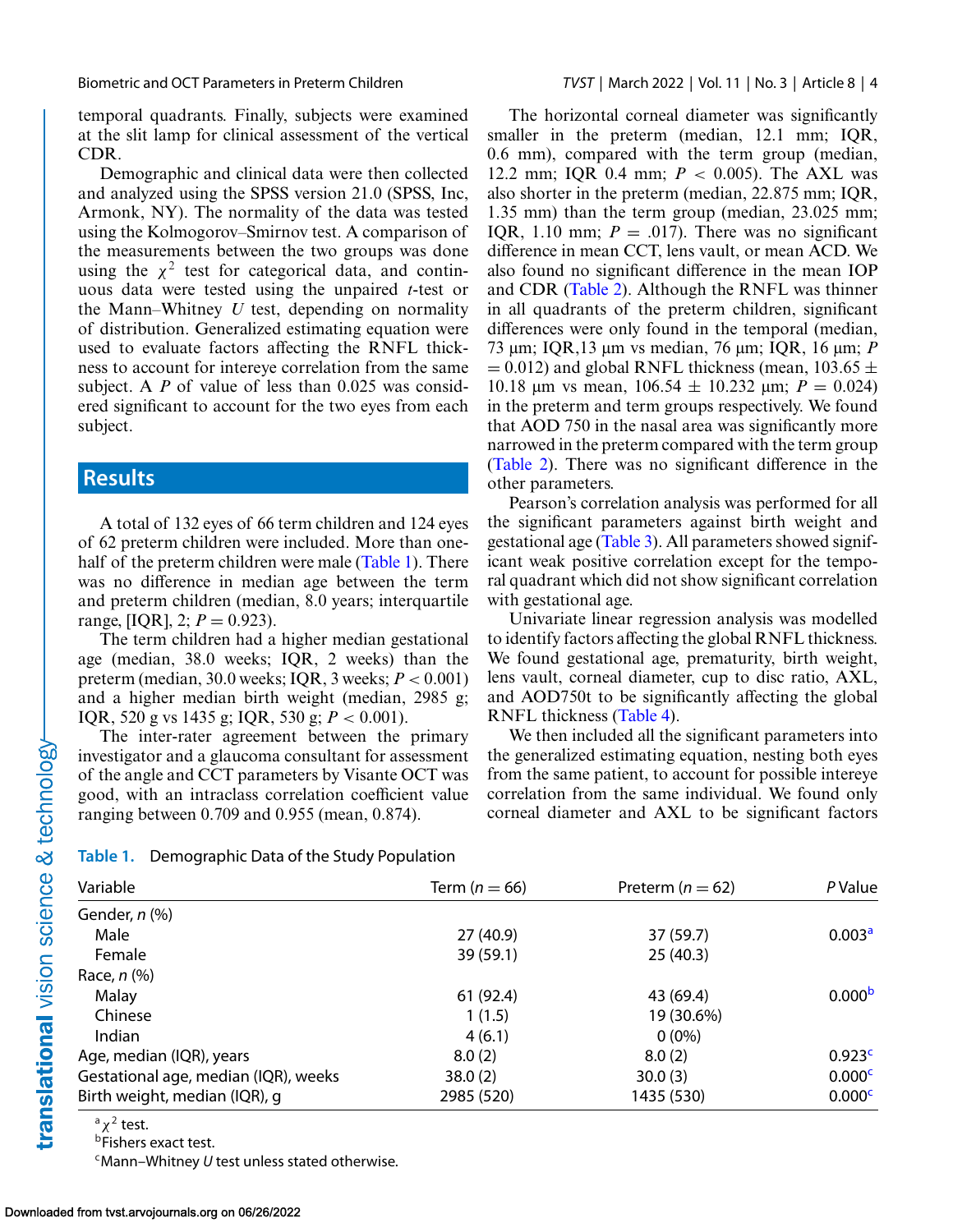temporal quadrants. Finally, subjects were examined at the slit lamp for clinical assessment of the vertical CDR.

Demographic and clinical data were then collected and analyzed using the SPSS version 21.0 (SPSS, Inc, Armonk, NY). The normality of the data was tested using the Kolmogorov–Smirnov test. A comparison of the measurements between the two groups was done using the $\chi^2$ test for categorical data, and continuous data were tested using the unpaired *t*-test or the Mann–Whitney *U* test, depending on normality of distribution. Generalized estimating equation were used to evaluate factors affecting the RNFL thickness to account for intereye correlation from the same subject. A *P* of value of less than 0.025 was considered significant to account for the two eyes from each subject.

## Results

A total of 132 eyes of 66 term children and 124 eyes of 62 preterm children were included. More than one-half of the preterm children were male (Table 1). There was no difference in median age between the term and preterm children (median, 8.0 years; interquartile range, [IQR], 2; $P = 0.923$).

The term children had a higher median gestational age (median, 38.0 weeks; IQR, 2 weeks) than the preterm (median, 30.0 weeks; IQR, 3 weeks; $P < 0.001$) and a higher median birth weight (median, 2985 g; IQR, 520 g vs 1435 g; IQR, 530 g; $P < 0.001$).

The inter-rater agreement between the primary investigator and a glaucoma consultant for assessment of the angle and CCT parameters by Visante OCT was good, with an intraclass correlation coefficient value ranging between 0.709 and 0.955 (mean, 0.874).

The horizontal corneal diameter was significantly smaller in the preterm (median, 12.1 mm; IQR, 0.6 mm), compared with the term group (median, 12.2 mm; IQR 0.4 mm; $P < 0.005$). The AXL was also shorter in the preterm (median, 22.875 mm; IQR, 1.35 mm) than the term group (median, 23.025 mm; IQR, 1.10 mm; $P = .017$). There was no significant difference in mean CCT, lens vault, or mean ACD. We also found no significant difference in the mean IOP and CDR (Table 2). Although the RNFL was thinner in all quadrants of the preterm children, significant differences were only found in the temporal (median, 73 µm; IQR,13 µm vs median, 76 µm; IQR, 16 µm; $P = 0.012$) and global RNFL thickness (mean, 103.65 ± 10.18 µm vs mean, 106.54 ± 10.232 µm; $P = 0.024$) in the preterm and term groups respectively. We found that AOD 750 in the nasal area was significantly more narrowed in the preterm compared with the term group (Table 2). There was no significant difference in the other parameters.

Pearson's correlation analysis was performed for all the significant parameters against birth weight and gestational age (Table 3). All parameters showed significant weak positive correlation except for the temporal quadrant which did not show significant correlation with gestational age.

Univariate linear regression analysis was modelled to identify factors affecting the global RNFL thickness. We found gestational age, prematurity, birth weight, lens vault, corneal diameter, cup to disc ratio, AXL, and AOD750t to be significantly affecting the global RNFL thickness (Table 4).

We then included all the significant parameters into the generalized estimating equation, nesting both eyes from the same patient, to account for possible intereye correlation from the same individual. We found only corneal diameter and AXL to be significant factors

**Table 1.** Demographic Data of the Study Population

| Variable | Term ($n = 66$) | Preterm ($n = 62$) | *P* Value |
|---|---|---|---|
| Gender, *n* (%) | | | |
| Male | 27 (40.9) | 37 (59.7) | 0.003[a] |
| Female | 39 (59.1) | 25 (40.3) | |
| Race, *n* (%) | | | |
| Malay | 61 (92.4) | 43 (69.4) | 0.000[b] |
| Chinese | 1 (1.5) | 19 (30.6%) | |
| Indian | 4 (6.1) | 0 (0%) | |
| Age, median (IQR), years | 8.0 (2) | 8.0 (2) | 0.923[c] |
| Gestational age, median (IQR), weeks | 38.0 (2) | 30.0 (3) | 0.000[c] |
| Birth weight, median (IQR), g | 2985 (520) | 1435 (530) | 0.000[c] |

[a] $\chi^2$ test.
[b] Fishers exact test.
[c] Mann–Whitney *U* test unless stated otherwise.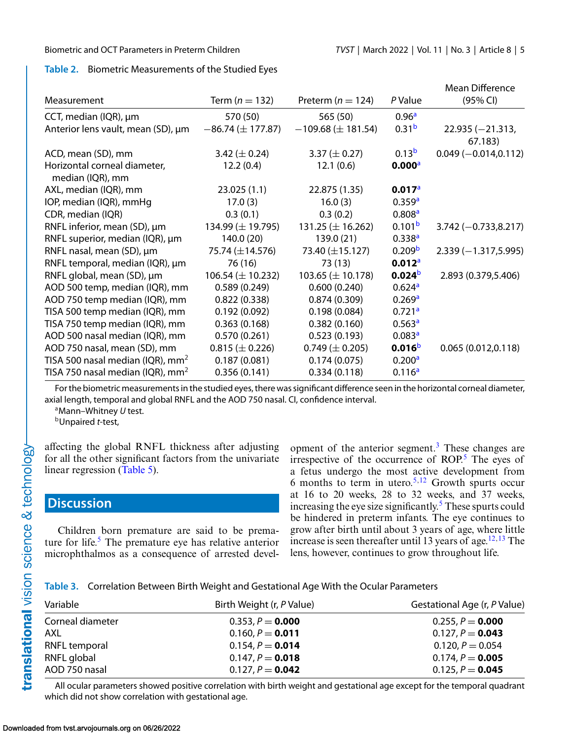**Table 2.** Biometric Measurements of the Studied Eyes

| Measurement | Term ($n = 132$) | Preterm ($n = 124$) | *P* Value | Mean Difference (95% CI) |
|---|---|---|---|---|
| CCT, median (IQR), µm | 570 (50) | 565 (50) | 0.96[a] | |
| Anterior lens vault, mean (SD), µm | −86.74 (± 177.87) | −109.68 (± 181.54) | 0.31[b] | 22.935 (−21.313, 67.183) |
| ACD, mean (SD), mm | 3.42 (± 0.24) | 3.37 (± 0.27) | 0.13[b] | 0.049 (−0.014,0.112) |
| Horizontal corneal diameter, median (IQR), mm | 12.2 (0.4) | 12.1 (0.6) | **0.000**[a] | |
| AXL, median (IQR), mm | 23.025 (1.1) | 22.875 (1.35) | **0.017**[a] | |
| IOP, median (IQR), mmHg | 17.0 (3) | 16.0 (3) | 0.359[a] | |
| CDR, median (IQR) | 0.3 (0.1) | 0.3 (0.2) | 0.808[a] | |
| RNFL inferior, mean (SD), µm | 134.99 (± 19.795) | 131.25 (± 16.262) | 0.101[b] | 3.742 (−0.733,8.217) |
| RNFL superior, median (IQR), µm | 140.0 (20) | 139.0 (21) | 0.338[a] | |
| RNFL nasal, mean (SD), µm | 75.74 (±14.576) | 73.40 (±15.127) | 0.209[b] | 2.339 (−1.317,5.995) |
| RNFL temporal, median (IQR), µm | 76 (16) | 73 (13) | **0.012**[a] | |
| RNFL global, mean (SD), µm | 106.54 (± 10.232) | 103.65 (± 10.178) | **0.024**[b] | 2.893 (0.379,5.406) |
| AOD 500 temp, median (IQR), mm | 0.589 (0.249) | 0.600 (0.240) | 0.624[a] | |
| AOD 750 temp median (IQR), mm | 0.822 (0.338) | 0.874 (0.309) | 0.269[a] | |
| TISA 500 temp median (IQR), mm | 0.192 (0.092) | 0.198 (0.084) | 0.721[a] | |
| TISA 750 temp median (IQR), mm | 0.363 (0.168) | 0.382 (0.160) | 0.563[a] | |
| AOD 500 nasal median (IQR), mm | 0.570 (0.261) | 0.523 (0.193) | 0.083[a] | |
| AOD 750 nasal, mean (SD), mm | 0.815 (± 0.226) | 0.749 (± 0.205) | **0.016**[b] | 0.065 (0.012,0.118) |
| TISA 500 nasal median (IQR), mm$^2$ | 0.187 (0.081) | 0.174 (0.075) | 0.200[a] | |
| TISA 750 nasal median (IQR), mm$^2$ | 0.356 (0.141) | 0.334 (0.118) | 0.116[a] | |

For the biometric measurements in the studied eyes, there was significant difference seen in the horizontal corneal diameter, axial length, temporal and global RNFL and the AOD 750 nasal. CI, confidence interval.
[a]Mann–Whitney *U* test.
[b]Unpaired *t*-test,

affecting the global RNFL thickness after adjusting for all the other significant factors from the univariate linear regression (Table 5).

## Discussion

Children born premature are said to be premature for life.[5] The premature eye has relative anterior microphthalmos as a consequence of arrested development of the anterior segment.[3] These changes are irrespective of the occurrence of ROP.[5] The eyes of a fetus undergo the most active development from 6 months to term in utero.[5,12] Growth spurts occur at 16 to 20 weeks, 28 to 32 weeks, and 37 weeks, increasing the eye size significantly.[5] These spurts could be hindered in preterm infants. The eye continues to grow after birth until about 3 years of age, where little increase is seen thereafter until 13 years of age.[12,13] The lens, however, continues to grow throughout life.

**Table 3.** Correlation Between Birth Weight and Gestational Age With the Ocular Parameters

| Variable | Birth Weight (r, *P* Value) | Gestational Age (r, *P* Value) |
|---|---|---|
| Corneal diameter | 0.353, $P =$ **0.000** | 0.255, $P =$ **0.000** |
| AXL | 0.160, $P =$ **0.011** | 0.127, $P =$ **0.043** |
| RNFL temporal | 0.154, $P =$ **0.014** | 0.120, $P = 0.054$ |
| RNFL global | 0.147, $P =$ **0.018** | 0.174, $P =$ **0.005** |
| AOD 750 nasal | 0.127, $P =$ **0.042** | 0.125, $P =$ **0.045** |

All ocular parameters showed positive correlation with birth weight and gestational age except for the temporal quadrant which did not show correlation with gestational age.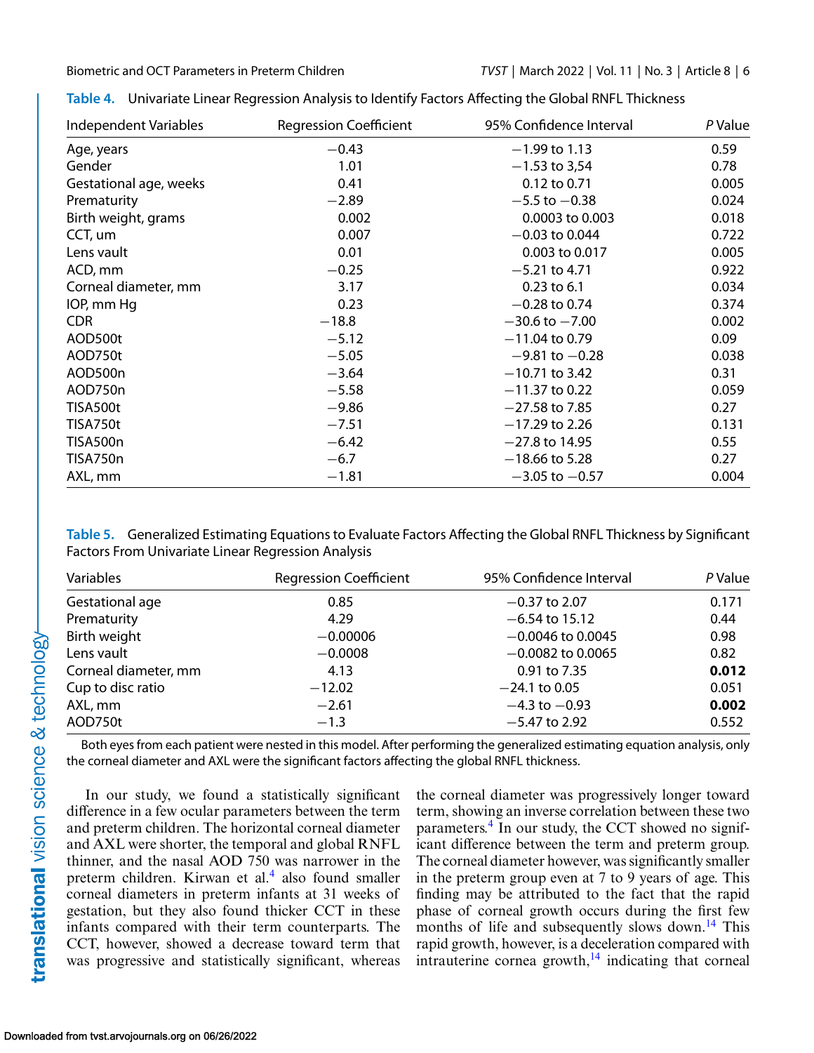**Table 4.** Univariate Linear Regression Analysis to Identify Factors Affecting the Global RNFL Thickness

| Independent Variables | Regression Coefficient | 95% Confidence Interval | *P* Value |
|---|---|---|---|
| Age, years | −0.43 | −1.99 to 1.13 | 0.59 |
| Gender | 1.01 | −1.53 to 3,54 | 0.78 |
| Gestational age, weeks | 0.41 | 0.12 to 0.71 | 0.005 |
| Prematurity | −2.89 | −5.5 to −0.38 | 0.024 |
| Birth weight, grams | 0.002 | 0.0003 to 0.003 | 0.018 |
| CCT, um | 0.007 | −0.03 to 0.044 | 0.722 |
| Lens vault | 0.01 | 0.003 to 0.017 | 0.005 |
| ACD, mm | −0.25 | −5.21 to 4.71 | 0.922 |
| Corneal diameter, mm | 3.17 | 0.23 to 6.1 | 0.034 |
| IOP, mm Hg | 0.23 | −0.28 to 0.74 | 0.374 |
| CDR | −18.8 | −30.6 to −7.00 | 0.002 |
| AOD500t | −5.12 | −11.04 to 0.79 | 0.09 |
| AOD750t | −5.05 | −9.81 to −0.28 | 0.038 |
| AOD500n | −3.64 | −10.71 to 3.42 | 0.31 |
| AOD750n | −5.58 | −11.37 to 0.22 | 0.059 |
| TISA500t | −9.86 | −27.58 to 7.85 | 0.27 |
| TISA750t | −7.51 | −17.29 to 2.26 | 0.131 |
| TISA500n | −6.42 | −27.8 to 14.95 | 0.55 |
| TISA750n | −6.7 | −18.66 to 5.28 | 0.27 |
| AXL, mm | −1.81 | −3.05 to −0.57 | 0.004 |

**Table 5.** Generalized Estimating Equations to Evaluate Factors Affecting the Global RNFL Thickness by Significant Factors From Univariate Linear Regression Analysis

| Variables | Regression Coefficient | 95% Confidence Interval | *P* Value |
|---|---|---|---|
| Gestational age | 0.85 | −0.37 to 2.07 | 0.171 |
| Prematurity | 4.29 | −6.54 to 15.12 | 0.44 |
| Birth weight | −0.00006 | −0.0046 to 0.0045 | 0.98 |
| Lens vault | −0.0008 | −0.0082 to 0.0065 | 0.82 |
| Corneal diameter, mm | 4.13 | 0.91 to 7.35 | **0.012** |
| Cup to disc ratio | −12.02 | −24.1 to 0.05 | 0.051 |
| AXL, mm | −2.61 | −4.3 to −0.93 | **0.002** |
| AOD750t | −1.3 | −5.47 to 2.92 | 0.552 |

Both eyes from each patient were nested in this model. After performing the generalized estimating equation analysis, only the corneal diameter and AXL were the significant factors affecting the global RNFL thickness.

In our study, we found a statistically significant difference in a few ocular parameters between the term and preterm children. The horizontal corneal diameter and AXL were shorter, the temporal and global RNFL thinner, and the nasal AOD 750 was narrower in the preterm children. Kirwan et al.[4] also found smaller corneal diameters in preterm infants at 31 weeks of gestation, but they also found thicker CCT in these infants compared with their term counterparts. The CCT, however, showed a decrease toward term that was progressive and statistically significant, whereas the corneal diameter was progressively longer toward term, showing an inverse correlation between these two parameters.[4] In our study, the CCT showed no significant difference between the term and preterm group. The corneal diameter however, was significantly smaller in the preterm group even at 7 to 9 years of age. This finding may be attributed to the fact that the rapid phase of corneal growth occurs during the first few months of life and subsequently slows down.[14] This rapid growth, however, is a deceleration compared with intrauterine cornea growth,[14] indicating that corneal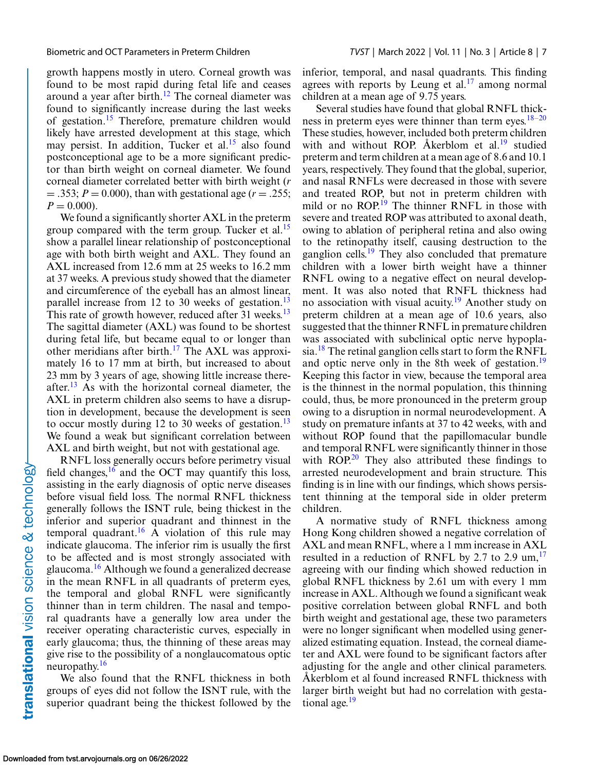growth happens mostly in utero. Corneal growth was found to be most rapid during fetal life and ceases around a year after birth.[12] The corneal diameter was found to significantly increase during the last weeks of gestation.[15] Therefore, premature children would likely have arrested development at this stage, which may persist. In addition, Tucker et al.[15] also found postconceptional age to be a more significant predictor than birth weight on corneal diameter. We found corneal diameter correlated better with birth weight ($r = .353$; $P = 0.000$), than with gestational age ($r = .255$; $P = 0.000$).

We found a significantly shorter AXL in the preterm group compared with the term group. Tucker et al.[15] show a parallel linear relationship of postconceptional age with both birth weight and AXL. They found an AXL increased from 12.6 mm at 25 weeks to 16.2 mm at 37 weeks. A previous study showed that the diameter and circumference of the eyeball has an almost linear, parallel increase from 12 to 30 weeks of gestation.[13] This rate of growth however, reduced after 31 weeks.[13] The sagittal diameter (AXL) was found to be shortest during fetal life, but became equal to or longer than other meridians after birth.[17] The AXL was approximately 16 to 17 mm at birth, but increased to about 23 mm by 3 years of age, showing little increase thereafter.[13] As with the horizontal corneal diameter, the AXL in preterm children also seems to have a disruption in development, because the development is seen to occur mostly during 12 to 30 weeks of gestation.[13] We found a weak but significant correlation between AXL and birth weight, but not with gestational age.

RNFL loss generally occurs before perimetry visual field changes,[16] and the OCT may quantify this loss, assisting in the early diagnosis of optic nerve diseases before visual field loss. The normal RNFL thickness generally follows the ISNT rule, being thickest in the inferior and superior quadrant and thinnest in the temporal quadrant.[16] A violation of this rule may indicate glaucoma. The inferior rim is usually the first to be affected and is most strongly associated with glaucoma.[16] Although we found a generalized decrease in the mean RNFL in all quadrants of preterm eyes, the temporal and global RNFL were significantly thinner than in term children. The nasal and temporal quadrants have a generally low area under the receiver operating characteristic curves, especially in early glaucoma; thus, the thinning of these areas may give rise to the possibility of a nonglaucomatous optic neuropathy.[16]

We also found that the RNFL thickness in both groups of eyes did not follow the ISNT rule, with the superior quadrant being the thickest followed by the inferior, temporal, and nasal quadrants. This finding agrees with reports by Leung et al.[17] among normal children at a mean age of 9.75 years.

Several studies have found that global RNFL thickness in preterm eyes were thinner than term eyes.[18–20] These studies, however, included both preterm children with and without ROP. Åkerblom et al.[19] studied preterm and term children at a mean age of 8.6 and 10.1 years, respectively. They found that the global, superior, and nasal RNFLs were decreased in those with severe and treated ROP, but not in preterm children with mild or no ROP.[19] The thinner RNFL in those with severe and treated ROP was attributed to axonal death, owing to ablation of peripheral retina and also owing to the retinopathy itself, causing destruction to the ganglion cells.[19] They also concluded that premature children with a lower birth weight have a thinner RNFL owing to a negative effect on neural development. It was also noted that RNFL thickness had no association with visual acuity.[19] Another study on preterm children at a mean age of 10.6 years, also suggested that the thinner RNFL in premature children was associated with subclinical optic nerve hypoplasia.[18] The retinal ganglion cells start to form the RNFL and optic nerve only in the 8th week of gestation.[19] Keeping this factor in view, because the temporal area is the thinnest in the normal population, this thinning could, thus, be more pronounced in the preterm group owing to a disruption in normal neurodevelopment. A study on premature infants at 37 to 42 weeks, with and without ROP found that the papillomacular bundle and temporal RNFL were significantly thinner in those with ROP.[20] They also attributed these findings to arrested neurodevelopment and brain structure. This finding is in line with our findings, which shows persistent thinning at the temporal side in older preterm children.

A normative study of RNFL thickness among Hong Kong children showed a negative correlation of AXL and mean RNFL, where a 1 mm increase in AXL resulted in a reduction of RNFL by 2.7 to 2.9 um,[17] agreeing with our finding which showed reduction in global RNFL thickness by 2.61 um with every 1 mm increase in AXL. Although we found a significant weak positive correlation between global RNFL and both birth weight and gestational age, these two parameters were no longer significant when modelled using generalized estimating equation. Instead, the corneal diameter and AXL were found to be significant factors after adjusting for the angle and other clinical parameters. Åkerblom et al found increased RNFL thickness with larger birth weight but had no correlation with gestational age.[19]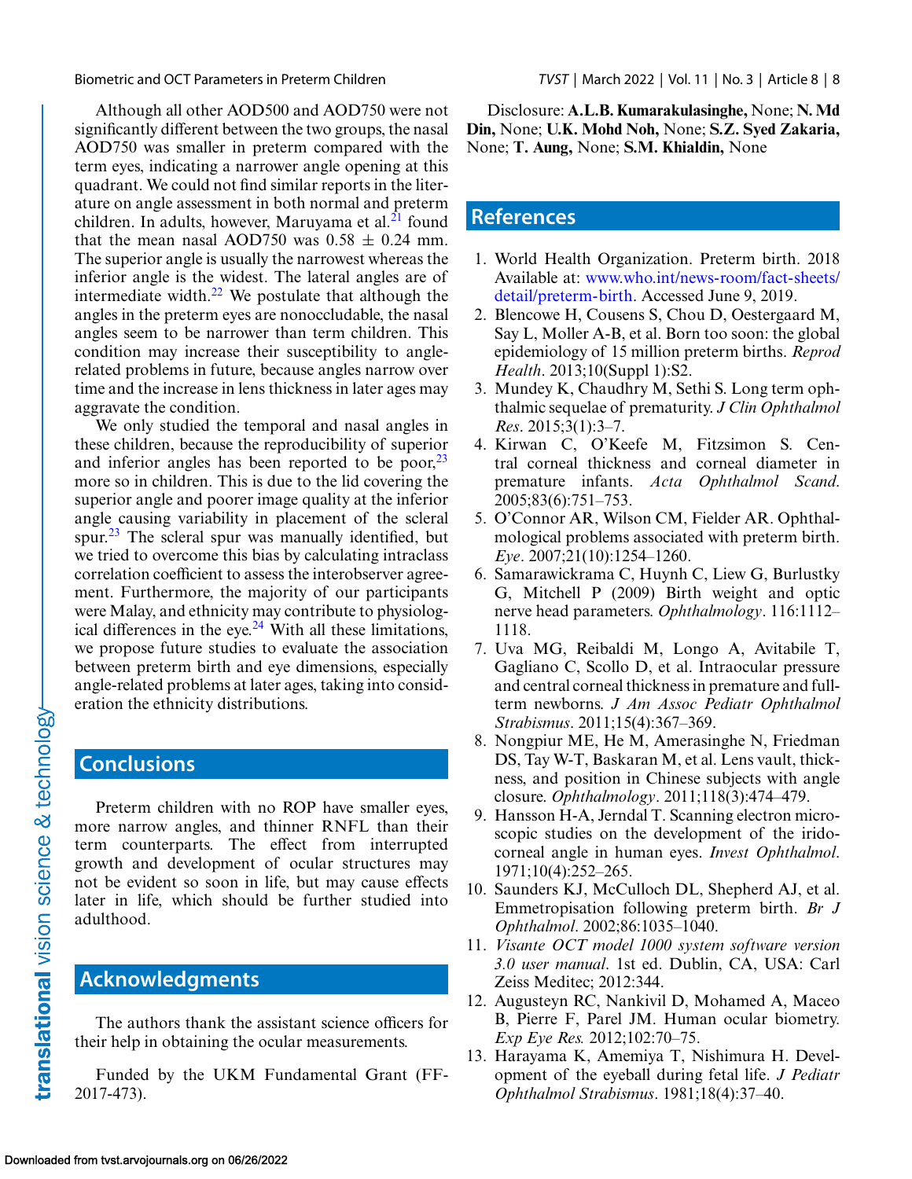Although all other AOD500 and AOD750 were not significantly different between the two groups, the nasal AOD750 was smaller in preterm compared with the term eyes, indicating a narrower angle opening at this quadrant. We could not find similar reports in the literature on angle assessment in both normal and preterm children. In adults, however, Maruyama et al.[21] found that the mean nasal AOD750 was 0.58 ± 0.24 mm. The superior angle is usually the narrowest whereas the inferior angle is the widest. The lateral angles are of intermediate width.[22] We postulate that although the angles in the preterm eyes are nonoccludable, the nasal angles seem to be narrower than term children. This condition may increase their susceptibility to angle-related problems in future, because angles narrow over time and the increase in lens thickness in later ages may aggravate the condition.

We only studied the temporal and nasal angles in these children, because the reproducibility of superior and inferior angles has been reported to be poor,[23] more so in children. This is due to the lid covering the superior angle and poorer image quality at the inferior angle causing variability in placement of the scleral spur.[23] The scleral spur was manually identified, but we tried to overcome this bias by calculating intraclass correlation coefficient to assess the interobserver agreement. Furthermore, the majority of our participants were Malay, and ethnicity may contribute to physiological differences in the eye.[24] With all these limitations, we propose future studies to evaluate the association between preterm birth and eye dimensions, especially angle-related problems at later ages, taking into consideration the ethnicity distributions.

## Conclusions

Preterm children with no ROP have smaller eyes, more narrow angles, and thinner RNFL than their term counterparts. The effect from interrupted growth and development of ocular structures may not be evident so soon in life, but may cause effects later in life, which should be further studied into adulthood.

## Acknowledgments

The authors thank the assistant science officers for their help in obtaining the ocular measurements.

Funded by the UKM Fundamental Grant (FF-2017-473).

Disclosure: **A.L.B. Kumarakulasinghe,** None; **N. Md Din,** None; **U.K. Mohd Noh,** None; **S.Z. Syed Zakaria,** None; **T. Aung,** None; **S.M. Khialdin,** None

## References

1. World Health Organization. Preterm birth. 2018 Available at: www.who.int/news-room/fact-sheets/detail/preterm-birth. Accessed June 9, 2019.
2. Blencowe H, Cousens S, Chou D, Oestergaard M, Say L, Moller A-B, et al. Born too soon: the global epidemiology of 15 million preterm births. *Reprod Health*. 2013;10(Suppl 1):S2.
3. Mundey K, Chaudhry M, Sethi S. Long term ophthalmic sequelae of prematurity. *J Clin Ophthalmol Res*. 2015;3(1):3–7.
4. Kirwan C, O'Keefe M, Fitzsimon S. Central corneal thickness and corneal diameter in premature infants. *Acta Ophthalmol Scand*. 2005;83(6):751–753.
5. O'Connor AR, Wilson CM, Fielder AR. Ophthalmological problems associated with preterm birth. *Eye*. 2007;21(10):1254–1260.
6. Samarawickrama C, Huynh C, Liew G, Burlustky G, Mitchell P (2009) Birth weight and optic nerve head parameters. *Ophthalmology*. 116:1112–1118.
7. Uva MG, Reibaldi M, Longo A, Avitabile T, Gagliano C, Scollo D, et al. Intraocular pressure and central corneal thickness in premature and full-term newborns. *J Am Assoc Pediatr Ophthalmol Strabismus*. 2011;15(4):367–369.
8. Nongpiur ME, He M, Amerasinghe N, Friedman DS, Tay W-T, Baskaran M, et al. Lens vault, thickness, and position in Chinese subjects with angle closure. *Ophthalmology*. 2011;118(3):474–479.
9. Hansson H-A, Jerndal T. Scanning electron microscopic studies on the development of the iridocorneal angle in human eyes. *Invest Ophthalmol*. 1971;10(4):252–265.
10. Saunders KJ, McCulloch DL, Shepherd AJ, et al. Emmetropisation following preterm birth. *Br J Ophthalmol*. 2002;86:1035–1040.
11. *Visante OCT model 1000 system software version 3.0 user manual*. 1st ed. Dublin, CA, USA: Carl Zeiss Meditec; 2012:344.
12. Augusteyn RC, Nankivil D, Mohamed A, Maceo B, Pierre F, Parel JM. Human ocular biometry. *Exp Eye Res.* 2012;102:70–75.
13. Harayama K, Amemiya T, Nishimura H. Development of the eyeball during fetal life. *J Pediatr Ophthalmol Strabismus*. 1981;18(4):37–40.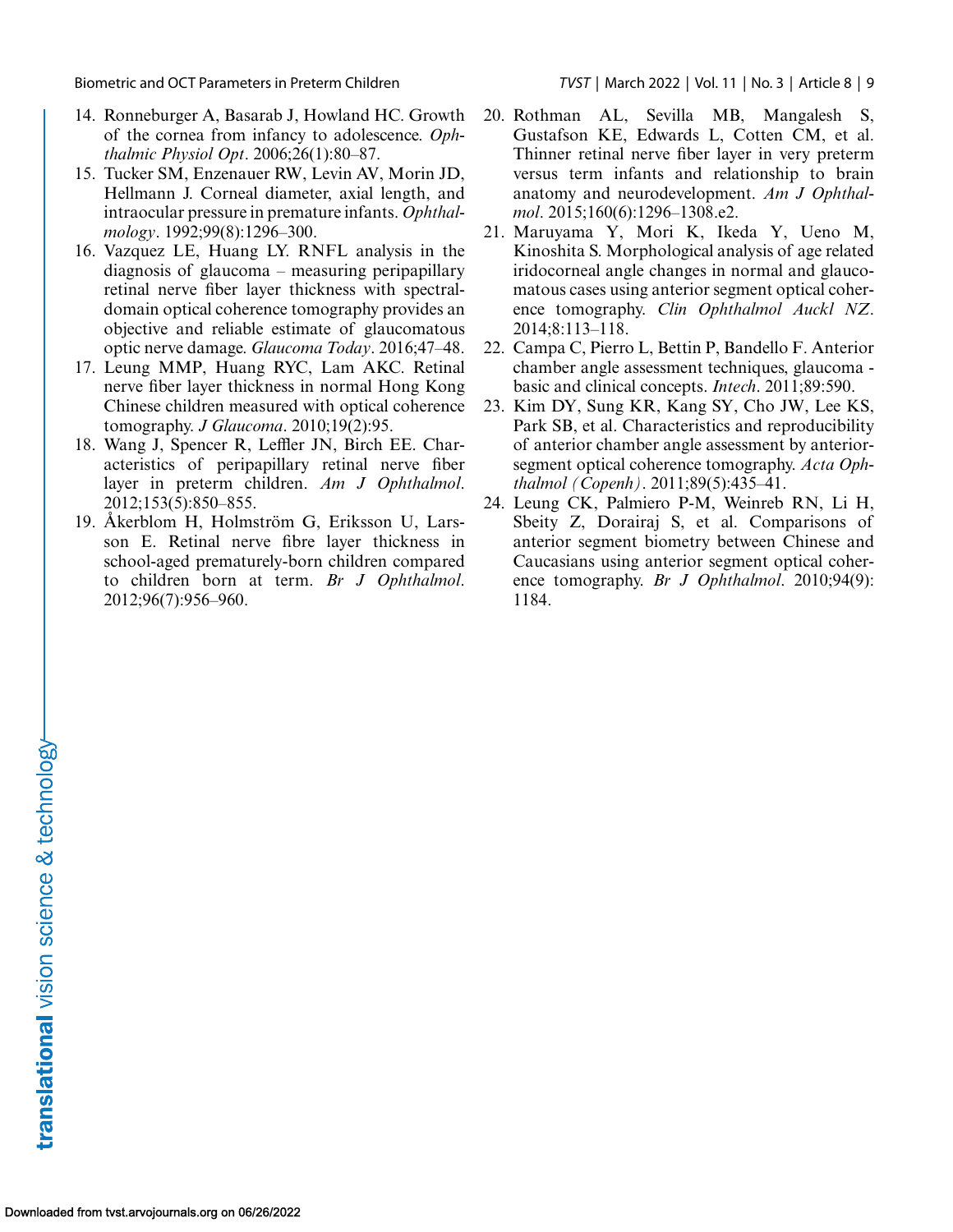14. Ronneburger A, Basarab J, Howland HC. Growth of the cornea from infancy to adolescence. *Ophthalmic Physiol Opt*. 2006;26(1):80–87.
15. Tucker SM, Enzenauer RW, Levin AV, Morin JD, Hellmann J. Corneal diameter, axial length, and intraocular pressure in premature infants. *Ophthalmology*. 1992;99(8):1296–300.
16. Vazquez LE, Huang LY. RNFL analysis in the diagnosis of glaucoma – measuring peripapillary retinal nerve fiber layer thickness with spectral-domain optical coherence tomography provides an objective and reliable estimate of glaucomatous optic nerve damage. *Glaucoma Today*. 2016;47–48.
17. Leung MMP, Huang RYC, Lam AKC. Retinal nerve fiber layer thickness in normal Hong Kong Chinese children measured with optical coherence tomography. *J Glaucoma*. 2010;19(2):95.
18. Wang J, Spencer R, Leffler JN, Birch EE. Characteristics of peripapillary retinal nerve fiber layer in preterm children. *Am J Ophthalmol*. 2012;153(5):850–855.
19. Åkerblom H, Holmström G, Eriksson U, Larsson E. Retinal nerve fibre layer thickness in school-aged prematurely-born children compared to children born at term. *Br J Ophthalmol*. 2012;96(7):956–960.
20. Rothman AL, Sevilla MB, Mangalesh S, Gustafson KE, Edwards L, Cotten CM, et al. Thinner retinal nerve fiber layer in very preterm versus term infants and relationship to brain anatomy and neurodevelopment. *Am J Ophthalmol*. 2015;160(6):1296–1308.e2.
21. Maruyama Y, Mori K, Ikeda Y, Ueno M, Kinoshita S. Morphological analysis of age related iridocorneal angle changes in normal and glaucomatous cases using anterior segment optical coherence tomography. *Clin Ophthalmol Auckl NZ*. 2014;8:113–118.
22. Campa C, Pierro L, Bettin P, Bandello F. Anterior chamber angle assessment techniques, glaucoma - basic and clinical concepts. *Intech*. 2011;89:590.
23. Kim DY, Sung KR, Kang SY, Cho JW, Lee KS, Park SB, et al. Characteristics and reproducibility of anterior chamber angle assessment by anterior-segment optical coherence tomography. *Acta Ophthalmol (Copenh)*. 2011;89(5):435–41.
24. Leung CK, Palmiero P-M, Weinreb RN, Li H, Sbeity Z, Dorairaj S, et al. Comparisons of anterior segment biometry between Chinese and Caucasians using anterior segment optical coherence tomography. *Br J Ophthalmol*. 2010;94(9):1184.